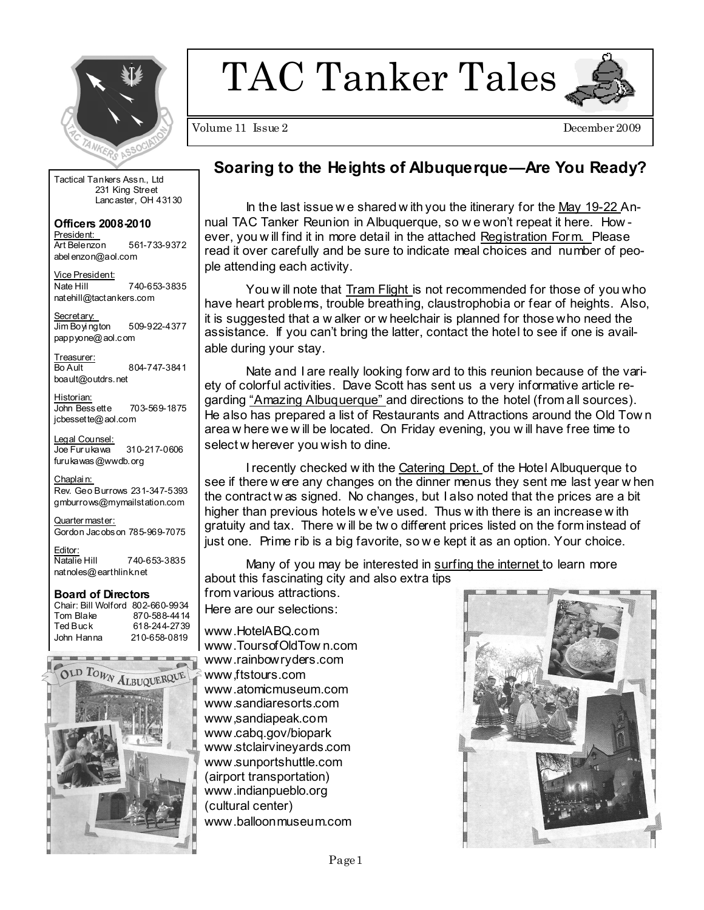# TAC Tanker Tales

Volume 11 Issue 2 — December 2009

Tactical Tankers Ass n., Ltd
231 King Street
Lancaster, OH 43130

**Officers 2008-2010**

President:
Art Belenzon 561-733-9372
abelenzon@aol.com

Vice President:
Nate Hill 740-653-3835
natehill@tactankers.com

Secretary:
Jim Boyington 509-922-4377
pappyone@aol.com

Treasurer:
Bo Ault 804-747-3841
boault@outdrs.net

Historian:
John Bessette 703-569-1875
jcbessette@aol.com

Legal Counsel:
Joe Furukawa 310-217-0606
furukawas@wwdb.org

Chaplain:
Rev. Geo Burrows 231-347-5393
gmburrows@mymailstation.com

Quartermaster:
Gordon Jacobson 785-969-7075

Editor:
Natalie Hill 740-653-3835
natnoles@earthlink.net

**Board of Directors**

Chair: Bill Wolford 802-660-9934
Tom Blake 870-588-4414
Ted Buck 618-244-2739
John Hanna 210-658-0819

## Soaring to the Heights of Albuquerque—Are You Ready?

In the last issue we shared with you the itinerary for the May 19-22 Annual TAC Tanker Reunion in Albuquerque, so we won't repeat it here. However, you will find it in more detail in the attached Registration Form. Please read it over carefully and be sure to indicate meal choices and number of people attending each activity.

You will note that Tram Flight is not recommended for those of you who have heart problems, trouble breathing, claustrophobia or fear of heights. Also, it is suggested that a walker or wheelchair is planned for those who need the assistance. If you can't bring the latter, contact the hotel to see if one is available during your stay.

Nate and I are really looking forward to this reunion because of the variety of colorful activities. Dave Scott has sent us a very informative article regarding "Amazing Albuquerque" and directions to the hotel (from all sources). He also has prepared a list of Restaurants and Attractions around the Old Town area where we will be located. On Friday evening, you will have free time to select wherever you wish to dine.

I recently checked with the Catering Dept. of the Hotel Albuquerque to see if there were any changes on the dinner menus they sent me last year when the contract was signed. No changes, but I also noted that the prices are a bit higher than previous hotels we've used. Thus with there is an increase with gratuity and tax. There will be two different prices listed on the form instead of just one. Prime rib is a big favorite, so we kept it as an option. Your choice.

Many of you may be interested in surfing the internet to learn more about this fascinating city and also extra tips from various attractions.

Here are our selections:

www.HotelABQ.com
www.ToursofOldTown.com
www.rainbowryders.com
www,ftstours.com
www.atomicmuseum.com
www.sandiaresorts.com
www,sandiapeak.com
www.cabq.gov/biopark
www.stclairvineyards.com
www.sunportshuttle.com
(airport transportation)
www.indianpueblo.org
(cultural center)
www.balloonmuseum.com

OLD TOWN ALBUQUERQUE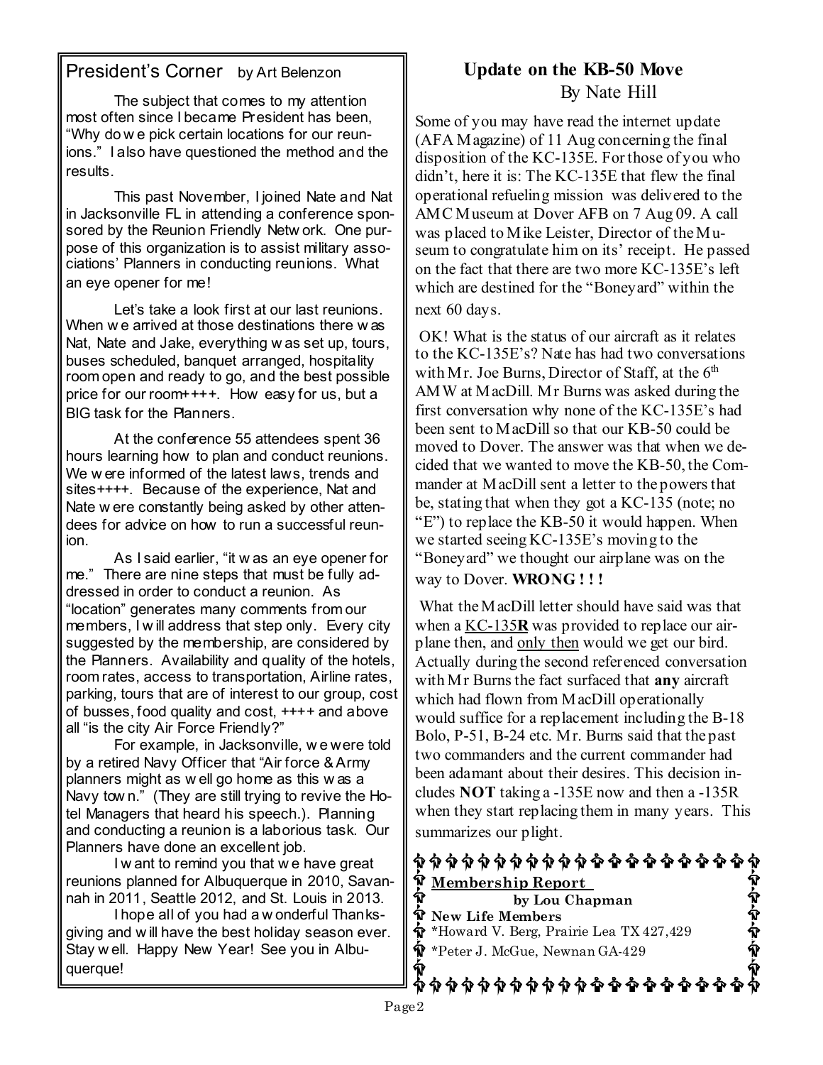## President's Corner by Art Belenzon

The subject that comes to my attention most often since I became President has been, "Why do we pick certain locations for our reunions." I also have questioned the method and the results.

This past November, I joined Nate and Nat in Jacksonville FL in attending a conference sponsored by the Reunion Friendly Network. One purpose of this organization is to assist military associations' Planners in conducting reunions. What an eye opener for me!

Let's take a look first at our last reunions. When we arrived at those destinations there was Nat, Nate and Jake, everything was set up, tours, buses scheduled, banquet arranged, hospitality room open and ready to go, and the best possible price for our room++++. How easy for us, but a BIG task for the Planners.

At the conference 55 attendees spent 36 hours learning how to plan and conduct reunions. We were informed of the latest laws, trends and sites++++. Because of the experience, Nat and Nate were constantly being asked by other attendees for advice on how to run a successful reunion.

As I said earlier, "it was an eye opener for me." There are nine steps that must be fully addressed in order to conduct a reunion. As "location" generates many comments from our members, I will address that step only. Every city suggested by the membership, are considered by the Planners. Availability and quality of the hotels, room rates, access to transportation, Airline rates, parking, tours that are of interest to our group, cost of busses, food quality and cost, ++++ and above all "is the city Air Force Friendly?"

For example, in Jacksonville, we were told by a retired Navy Officer that "Air force & Army planners might as well go home as this was a Navy town." (They are still trying to revive the Hotel Managers that heard his speech.). Planning and conducting a reunion is a laborious task. Our Planners have done an excellent job.

I want to remind you that we have great reunions planned for Albuquerque in 2010, Savannah in 2011, Seattle 2012, and St. Louis in 2013.

I hope all of you had a wonderful Thanksgiving and will have the best holiday season ever. Stay well. Happy New Year! See you in Albuquerque!

## Update on the KB-50 Move

By Nate Hill

Some of you may have read the internet update (AFA Magazine) of 11 Aug concerning the final disposition of the KC-135E. For those of you who didn't, here it is: The KC-135E that flew the final operational refueling mission was delivered to the AMC Museum at Dover AFB on 7 Aug 09. A call was placed to Mike Leister, Director of the Museum to congratulate him on its' receipt. He passed on the fact that there are two more KC-135E's left which are destined for the "Boneyard" within the next 60 days.

OK! What is the status of our aircraft as it relates to the KC-135E's? Nate has had two conversations with Mr. Joe Burns, Director of Staff, at the 6th AMW at MacDill. Mr Burns was asked during the first conversation why none of the KC-135E's had been sent to MacDill so that our KB-50 could be moved to Dover. The answer was that when we decided that we wanted to move the KB-50, the Commander at MacDill sent a letter to the powers that be, stating that when they got a KC-135 (note; no "E") to replace the KB-50 it would happen. When we started seeing KC-135E's moving to the "Boneyard" we thought our airplane was on the way to Dover. **WRONG ! ! !**

What the MacDill letter should have said was that when a <u>KC-135**R**</u> was provided to replace our airplane then, and <u>only then</u> would we get our bird. Actually during the second referenced conversation with Mr Burns the fact surfaced that **any** aircraft which had flown from MacDill operationally would suffice for a replacement including the B-18 Bolo, P-51, B-24 etc. Mr. Burns said that the past two commanders and the current commander had been adamant about their desires. This decision includes **NOT** taking a -135E now and then a -135R when they start replacing them in many years. This summarizes our plight.

## Membership Report

by Lou Chapman

**New Life Members**

*Howard V. Berg, Prairie Lea TX 427,429

*Peter J. McGue, Newnan GA-429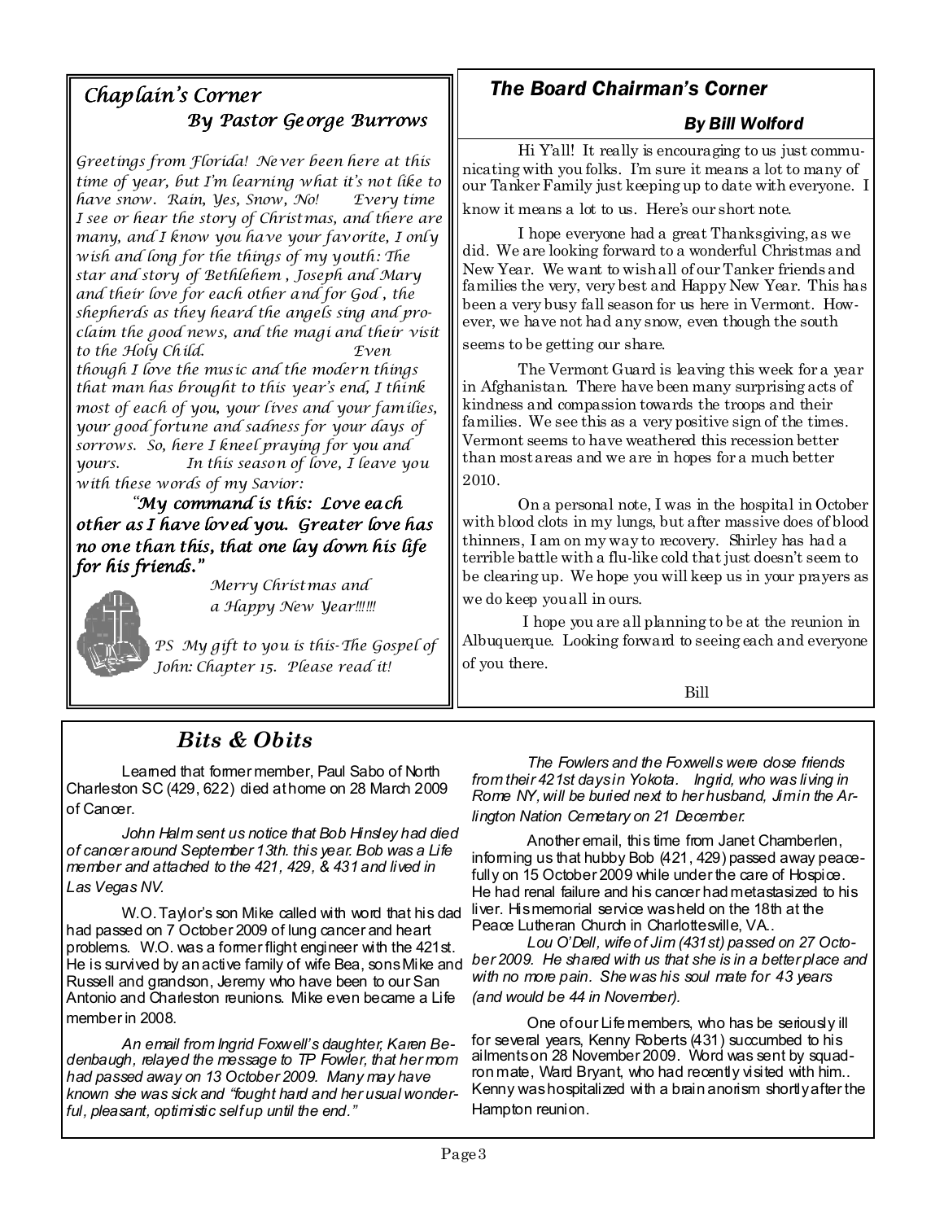## *Chaplain's Corner*

### *By Pastor George Burrows*

*Greetings from Florida! Never been here at this time of year, but I'm learning what it's not like to have snow. Rain, Yes, Snow, No!* *Every time I see or hear the story of Christmas, and there are many, and I know you have your favorite, I only wish and long for the things of my youth: The star and story of Bethlehem , Joseph and Mary and their love for each other and for God , the shepherds as they heard the angels sing and proclaim the good news, and the magi and their visit to the Holy Child.* *Even though I love the music and the modern things that man has brought to this year's end, I think most of each of you, your lives and your families, your good fortune and sadness for your days of sorrows. So, here I kneel praying for you and yours.* *In this season of love, I leave you with these words of my Savior:*

***"My command is this: Love each other as I have loved you. Greater love has no one than this, that one lay down his life for his friends."***

*Merry Christmas and a Happy New Year!!!!!!*

*PS My gift to you is this-The Gospel of John: Chapter 15. Please read it!*

## *The Board Chairman's Corner*

### *By Bill Wolford*

Hi Y'all! It really is encouraging to us just communicating with you folks. I'm sure it means a lot to many of our Tanker Family just keeping up to date with everyone. I know it means a lot to us. Here's our short note.

I hope everyone had a great Thanksgiving, as we did. We are looking forward to a wonderful Christmas and New Year. We want to wish all of our Tanker friends and families the very, very best and Happy New Year. This has been a very busy fall season for us here in Vermont. However, we have not had any snow, even though the south seems to be getting our share.

The Vermont Guard is leaving this week for a year in Afghanistan. There have been many surprising acts of kindness and compassion towards the troops and their families. We see this as a very positive sign of the times. Vermont seems to have weathered this recession better than most areas and we are in hopes for a much better 2010.

On a personal note, I was in the hospital in October with blood clots in my lungs, but after massive does of blood thinners, I am on my way to recovery. Shirley has had a terrible battle with a flu-like cold that just doesn't seem to be clearing up. We hope you will keep us in your prayers as we do keep you all in ours.

I hope you are all planning to be at the reunion in Albuquerque. Looking forward to seeing each and everyone of you there.

Bill

## *Bits & Obits*

Learned that former member, Paul Sabo of North Charleston SC (429, 622) died at home on 28 March 2009 of Cancer.

*John Halm sent us notice that Bob Hinsley had died of cancer around September 13th. this year. Bob was a Life member and attached to the 421, 429, & 431 and lived in Las Vegas NV.*

W.O. Taylor's son Mike called with word that his dad had passed on 7 October 2009 of lung cancer and heart problems. W.O. was a former flight engineer with the 421st. He is survived by an active family of wife Bea, sons Mike and Russell and grandson, Jeremy who have been to our San Antonio and Charleston reunions. Mike even became a Life member in 2008.

*An email from Ingrid Foxwell's daughter, Karen Bedenbaugh, relayed the message to TP Fowler, that her mom had passed away on 13 October 2009. Many may have known she was sick and "fought hard and her usual wonderful, pleasant, optimistic self up until the end."*

*The Fowlers and the Foxwells were close friends from their 421st days in Yokota. Ingrid, who was living in Rome NY, will be buried next to her husband, Jim in the Arlington Nation Cemetary on 21 December.*

Another email, this time from Janet Chamberlen, informing us that hubby Bob (421, 429) passed away peacefully on 15 October 2009 while under the care of Hospice. He had renal failure and his cancer had metastasized to his liver. His memorial service was held on the 18th at the Peace Lutheran Church in Charlottesville, VA..

*Lou O'Dell, wife of Jim (431st) passed on 27 October 2009. He shared with us that she is in a better place and with no more pain. She was his soul mate for 43 years (and would be 44 in November).*

One of our Life members, who has be seriously ill for several years, Kenny Roberts (431) succumbed to his ailments on 28 November 2009. Word was sent by squadron mate, Ward Bryant, who had recently visited with him.. Kenny was hospitalized with a brain anorism shortly after the Hampton reunion.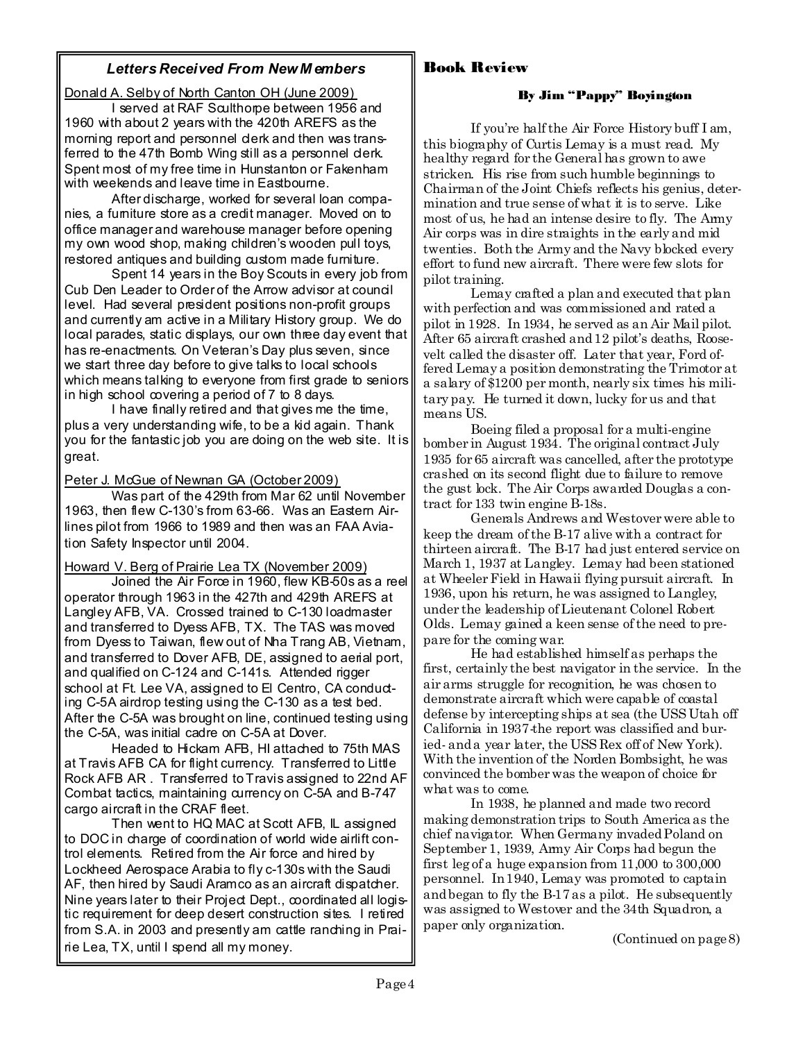## *Letters Received From New Members*

Donald A. Selby of North Canton OH (June 2009)

I served at RAF Sculthorpe between 1956 and 1960 with about 2 years with the 420th AREFS as the morning report and personnel clerk and then was transferred to the 47th Bomb Wing still as a personnel clerk. Spent most of my free time in Hunstanton or Fakenham with weekends and leave time in Eastbourne.

After discharge, worked for several loan companies, a furniture store as a credit manager. Moved on to office manager and warehouse manager before opening my own wood shop, making children's wooden pull toys, restored antiques and building custom made furniture.

Spent 14 years in the Boy Scouts in every job from Cub Den Leader to Order of the Arrow advisor at council level. Had several president positions non-profit groups and currently am active in a Military History group. We do local parades, static displays, our own three day event that has re-enactments. On Veteran's Day plus seven, since we start three day before to give talks to local schools which means talking to everyone from first grade to seniors in high school covering a period of 7 to 8 days.

I have finally retired and that gives me the time, plus a very understanding wife, to be a kid again. Thank you for the fantastic job you are doing on the web site. It is great.

Peter J. McGue of Newnan GA (October 2009)

Was part of the 429th from Mar 62 until November 1963, then flew C-130's from 63-66. Was an Eastern Airlines pilot from 1966 to 1989 and then was an FAA Aviation Safety Inspector until 2004.

Howard V. Berg of Prairie Lea TX (November 2009)

Joined the Air Force in 1960, flew KB-50s as a reel operator through 1963 in the 427th and 429th AREFS at Langley AFB, VA. Crossed trained to C-130 loadmaster and transferred to Dyess AFB, TX. The TAS was moved from Dyess to Taiwan, flew out of Nha Trang AB, Vietnam, and transferred to Dover AFB, DE, assigned to aerial port, and qualified on C-124 and C-141s. Attended rigger school at Ft. Lee VA, assigned to El Centro, CA conducting C-5A airdrop testing using the C-130 as a test bed. After the C-5A was brought on line, continued testing using the C-5A, was initial cadre on C-5A at Dover.

Headed to Hickam AFB, HI attached to 75th MAS at Travis AFB CA for flight currency. Transferred to Little Rock AFB AR . Transferred to Travis assigned to 22nd AF Combat tactics, maintaining currency on C-5A and B-747 cargo aircraft in the CRAF fleet.

Then went to HQ MAC at Scott AFB, IL assigned to DOC in charge of coordination of world wide airlift control elements. Retired from the Air force and hired by Lockheed Aerospace Arabia to fly c-130s with the Saudi AF, then hired by Saudi Aramco as an aircraft dispatcher. Nine years later to their Project Dept., coordinated all logistic requirement for deep desert construction sites. I retired from S.A. in 2003 and presently am cattle ranching in Prairie Lea, TX, until I spend all my money.

## Book Review

**By Jim "Pappy" Boyington**

If you're half the Air Force History buff I am, this biography of Curtis Lemay is a must read. My healthy regard for the General has grown to awe stricken. His rise from such humble beginnings to Chairman of the Joint Chiefs reflects his genius, determination and true sense of what it is to serve. Like most of us, he had an intense desire to fly. The Army Air corps was in dire straights in the early and mid twenties. Both the Army and the Navy blocked every effort to fund new aircraft. There were few slots for pilot training.

Lemay crafted a plan and executed that plan with perfection and was commissioned and rated a pilot in 1928. In 1934, he served as an Air Mail pilot. After 65 aircraft crashed and 12 pilot's deaths, Roosevelt called the disaster off. Later that year, Ford offered Lemay a position demonstrating the Trimotor at a salary of $1200 per month, nearly six times his military pay. He turned it down, lucky for us and that means US.

Boeing filed a proposal for a multi-engine bomber in August 1934. The original contract July 1935 for 65 aircraft was cancelled, after the prototype crashed on its second flight due to failure to remove the gust lock. The Air Corps awarded Douglas a contract for 133 twin engine B-18s.

Generals Andrews and Westover were able to keep the dream of the B-17 alive with a contract for thirteen aircraft. The B-17 had just entered service on March 1, 1937 at Langley. Lemay had been stationed at Wheeler Field in Hawaii flying pursuit aircraft. In 1936, upon his return, he was assigned to Langley, under the leadership of Lieutenant Colonel Robert Olds. Lemay gained a keen sense of the need to prepare for the coming war.

He had established himself as perhaps the first, certainly the best navigator in the service. In the air arms struggle for recognition, he was chosen to demonstrate aircraft which were capable of coastal defense by intercepting ships at sea (the USS Utah off California in 1937-the report was classified and buried- and a year later, the USS Rex off of New York). With the invention of the Norden Bombsight, he was convinced the bomber was the weapon of choice for what was to come.

In 1938, he planned and made two record making demonstration trips to South America as the chief navigator. When Germany invaded Poland on September 1, 1939, Army Air Corps had begun the first leg of a huge expansion from 11,000 to 300,000 personnel. In 1940, Lemay was promoted to captain and began to fly the B-17 as a pilot. He subsequently was assigned to Westover and the 34th Squadron, a paper only organization.

(Continued on page 8)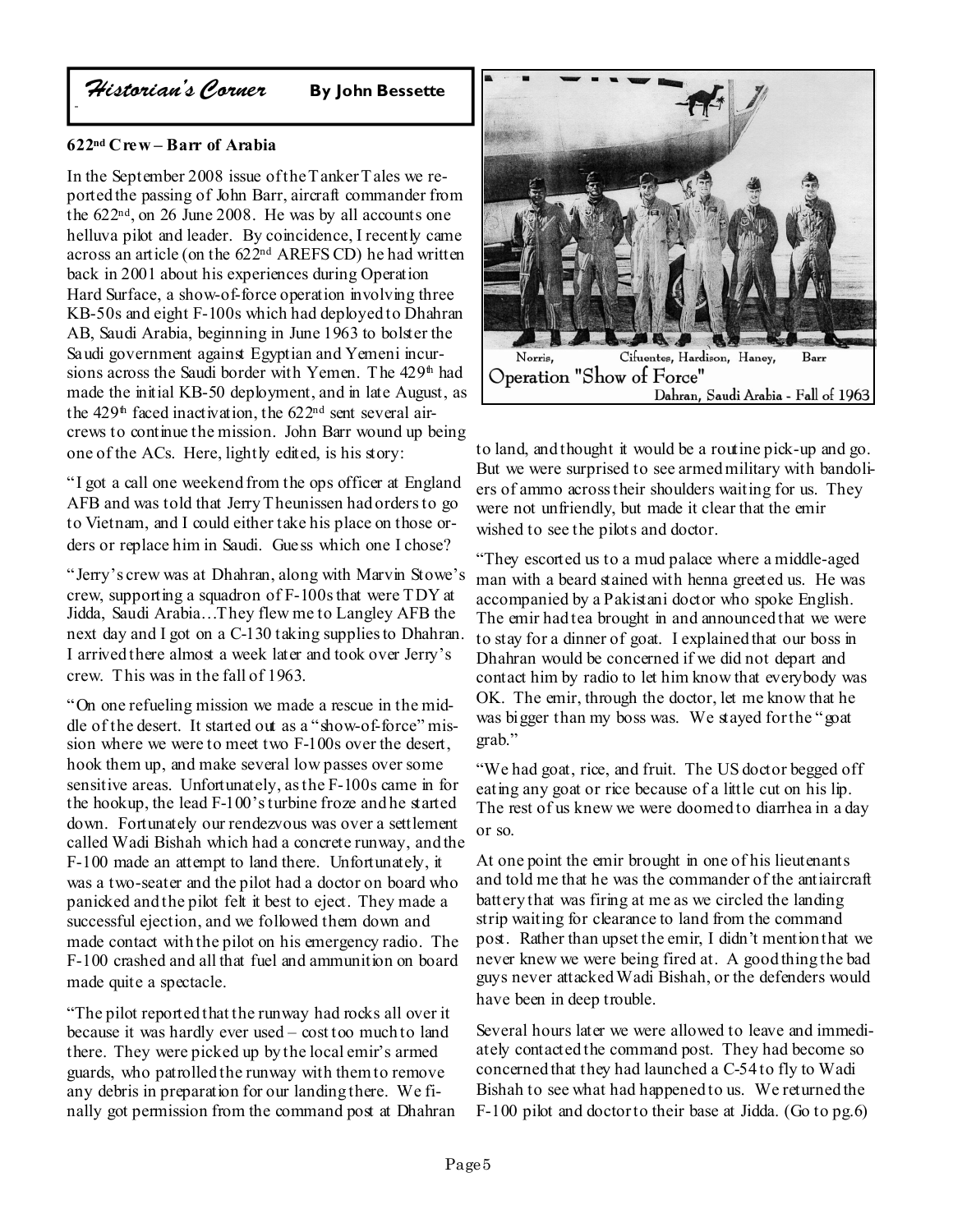## *Historian's Corner* **By John Bessette**

### 622nd Crew – Barr of Arabia

In the September 2008 issue of the Tanker Tales we reported the passing of John Barr, aircraft commander from the 622nd, on 26 June 2008. He was by all accounts one helluva pilot and leader. By coincidence, I recently came across an article (on the 622nd AREFS CD) he had written back in 2001 about his experiences during Operation Hard Surface, a show-of-force operation involving three KB-50s and eight F-100s which had deployed to Dhahran AB, Saudi Arabia, beginning in June 1963 to bolster the Saudi government against Egyptian and Yemeni incursions across the Saudi border with Yemen. The 429th had made the initial KB-50 deployment, and in late August, as the 429th faced inactivation, the 622nd sent several aircrews to continue the mission. John Barr wound up being one of the ACs. Here, lightly edited, is his story:

"I got a call one weekend from the ops officer at England AFB and was told that Jerry Theunissen had orders to go to Vietnam, and I could either take his place on those orders or replace him in Saudi. Guess which one I chose?

"Jerry's crew was at Dhahran, along with Marvin Stowe's crew, supporting a squadron of F-100s that were TDY at Jidda, Saudi Arabia…They flew me to Langley AFB the next day and I got on a C-130 taking supplies to Dhahran. I arrived there almost a week later and took over Jerry's crew. This was in the fall of 1963.

"On one refueling mission we made a rescue in the middle of the desert. It started out as a "show-of-force" mission where we were to meet two F-100s over the desert, hook them up, and make several low passes over some sensitive areas. Unfortunately, as the F-100s came in for the hookup, the lead F-100's turbine froze and he started down. Fortunately our rendezvous was over a settlement called Wadi Bishah which had a concrete runway, and the F-100 made an attempt to land there. Unfortunately, it was a two-seater and the pilot had a doctor on board who panicked and the pilot felt it best to eject. They made a successful ejection, and we followed them down and made contact with the pilot on his emergency radio. The F-100 crashed and all that fuel and ammunition on board made quite a spectacle.

"The pilot reported that the runway had rocks all over it because it was hardly ever used – cost too much to land there. They were picked up by the local emir's armed guards, who patrolled the runway with them to remove any debris in preparation for our landing there. We finally got permission from the command post at Dhahran to land, and thought it would be a routine pick-up and go. But we were surprised to see armed military with bandoliers of ammo across their shoulders waiting for us. They were not unfriendly, but made it clear that the emir wished to see the pilots and doctor.

Norris, Cifuentes, Hardison, Haney, Barr
Operation "Show of Force"
Dahran, Saudi Arabia - Fall of 1963

"They escorted us to a mud palace where a middle-aged man with a beard stained with henna greeted us. He was accompanied by a Pakistani doctor who spoke English. The emir had tea brought in and announced that we were to stay for a dinner of goat. I explained that our boss in Dhahran would be concerned if we did not depart and contact him by radio to let him know that everybody was OK. The emir, through the doctor, let me know that he was bigger than my boss was. We stayed for the "goat grab."

"We had goat, rice, and fruit. The US doctor begged off eating any goat or rice because of a little cut on his lip. The rest of us knew we were doomed to diarrhea in a day or so.

At one point the emir brought in one of his lieutenants and told me that he was the commander of the antiaircraft battery that was firing at me as we circled the landing strip waiting for clearance to land from the command post. Rather than upset the emir, I didn't mention that we never knew we were being fired at. A good thing the bad guys never attacked Wadi Bishah, or the defenders would have been in deep trouble.

Several hours later we were allowed to leave and immediately contacted the command post. They had become so concerned that they had launched a C-54 to fly to Wadi Bishah to see what had happened to us. We returned the F-100 pilot and doctor to their base at Jidda. (Go to pg.6)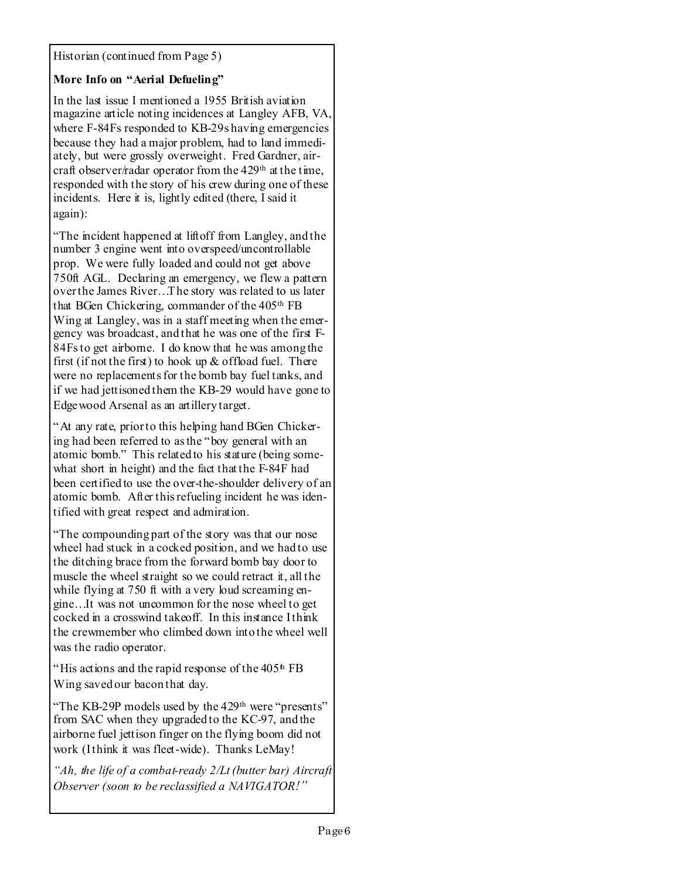Historian (continued from Page 5)

**More Info on "Aerial Defueling"**

In the last issue I mentioned a 1955 British aviation magazine article noting incidences at Langley AFB, VA, where F-84Fs responded to KB-29s having emergencies because they had a major problem, had to land immediately, but were grossly overweight. Fred Gardner, aircraft observer/radar operator from the 429th at the time, responded with the story of his crew during one of these incidents. Here it is, lightly edited (there, I said it again):

"The incident happened at liftoff from Langley, and the number 3 engine went into overspeed/uncontrollable prop. We were fully loaded and could not get above 750ft AGL. Declaring an emergency, we flew a pattern over the James River…The story was related to us later that BGen Chickering, commander of the 405th FB Wing at Langley, was in a staff meeting when the emergency was broadcast, and that he was one of the first F-84Fs to get airborne. I do know that he was among the first (if not the first) to hook up & offload fuel. There were no replacements for the bomb bay fuel tanks, and if we had jettisoned them the KB-29 would have gone to Edgewood Arsenal as an artillery target.

"At any rate, prior to this helping hand BGen Chickering had been referred to as the "boy general with an atomic bomb." This related to his stature (being somewhat short in height) and the fact that the F-84F had been certified to use the over-the-shoulder delivery of an atomic bomb. After this refueling incident he was identified with great respect and admiration.

"The compounding part of the story was that our nose wheel had stuck in a cocked position, and we had to use the ditching brace from the forward bomb bay door to muscle the wheel straight so we could retract it, all the while flying at 750 ft with a very loud screaming engine…It was not uncommon for the nose wheel to get cocked in a crosswind takeoff. In this instance I think the crewmember who climbed down into the wheel well was the radio operator.

"His actions and the rapid response of the 405th FB Wing saved our bacon that day.

"The KB-29P models used by the 429th were "presents" from SAC when they upgraded to the KC-97, and the airborne fuel jettison finger on the flying boom did not work (I think it was fleet-wide). Thanks LeMay!

*"Ah, the life of a combat-ready 2/Lt (butter bar) Aircraft Observer (soon to be reclassified a NAVIGATOR!"*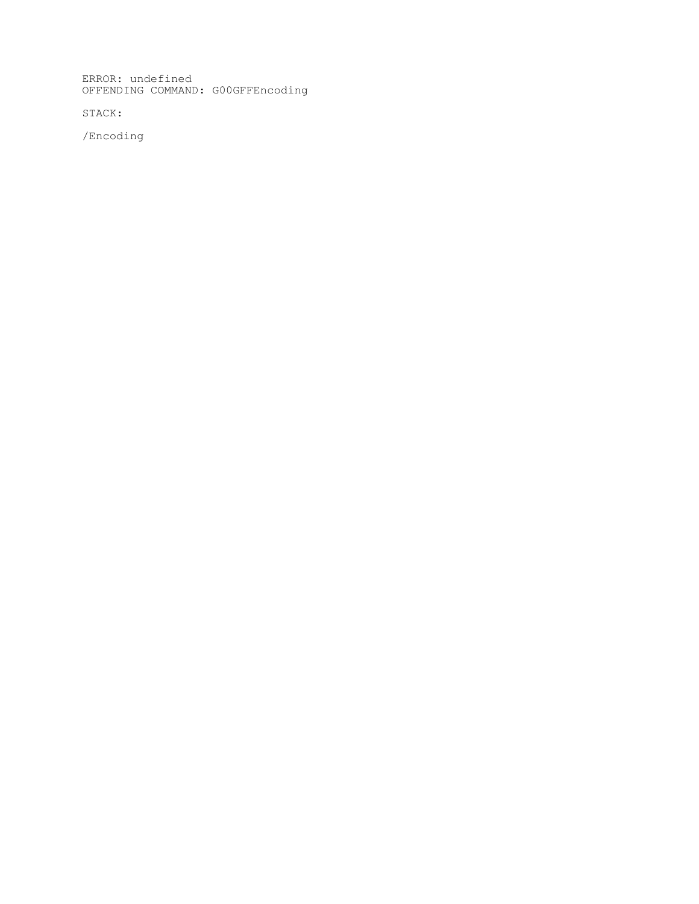ERROR: undefined
OFFENDING COMMAND: G00GFFEncoding

STACK:

/Encoding